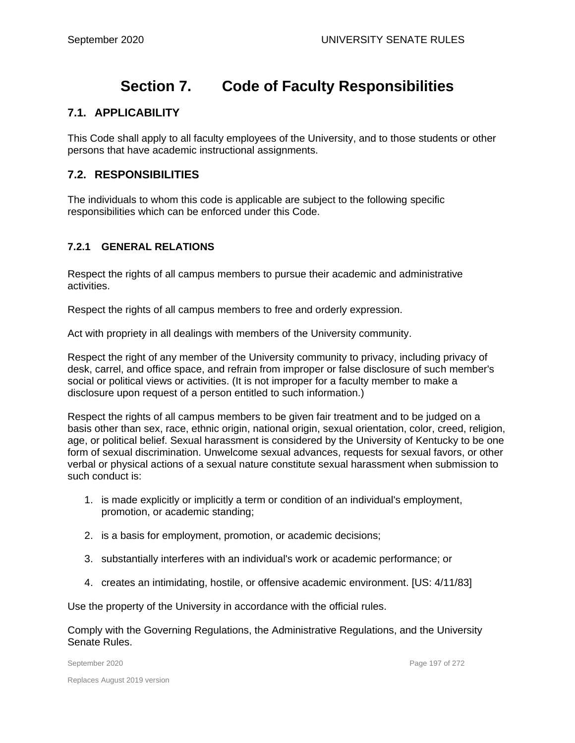# Section 7. Code of Faculty Responsibilities

## 7.1. APPLICABILITY

This Code shall apply to all faculty employees of the University, and to those students or other persons that have academic instructional assignments.

## 7.2. RESPONSIBILITIES

The individuals to whom this code is applicable are subject to the following specific responsibilities which can be enforced under this Code.

### 7.2.1 GENERAL RELATIONS

Respect the rights of all campus members to pursue their academic and administrative activities.

Respect the rights of all campus members to free and orderly expression.

Act with propriety in all dealings with members of the University community.

Respect the right of any member of the University community to privacy, including privacy of desk, carrel, and office space, and refrain from improper or false disclosure of such member's social or political views or activities. (It is not improper for a faculty member to make a disclosure upon request of a person entitled to such information.)

Respect the rights of all campus members to be given fair treatment and to be judged on a basis other than sex, race, ethnic origin, national origin, sexual orientation, color, creed, religion, age, or political belief. Sexual harassment is considered by the University of Kentucky to be one form of sexual discrimination. Unwelcome sexual advances, requests for sexual favors, or other verbal or physical actions of a sexual nature constitute sexual harassment when submission to such conduct is:

1. is made explicitly or implicitly a term or condition of an individual's employment, promotion, or academic standing;
2. is a basis for employment, promotion, or academic decisions;
3. substantially interferes with an individual's work or academic performance; or
4. creates an intimidating, hostile, or offensive academic environment. [US: 4/11/83]

Use the property of the University in accordance with the official rules.

Comply with the Governing Regulations, the Administrative Regulations, and the University Senate Rules.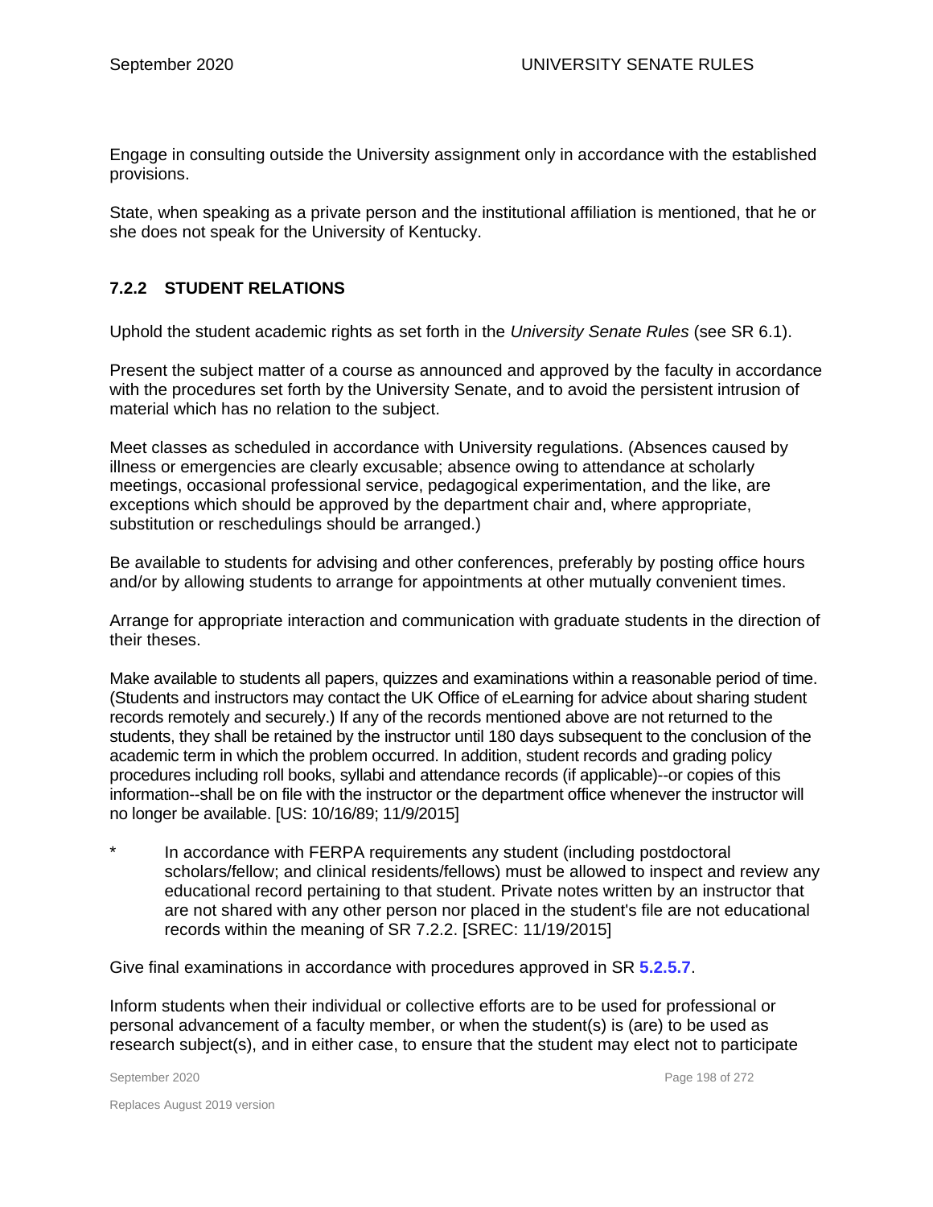Engage in consulting outside the University assignment only in accordance with the established provisions.

State, when speaking as a private person and the institutional affiliation is mentioned, that he or she does not speak for the University of Kentucky.

### 7.2.2 STUDENT RELATIONS

Uphold the student academic rights as set forth in the *University Senate Rules* (see SR 6.1).

Present the subject matter of a course as announced and approved by the faculty in accordance with the procedures set forth by the University Senate, and to avoid the persistent intrusion of material which has no relation to the subject.

Meet classes as scheduled in accordance with University regulations. (Absences caused by illness or emergencies are clearly excusable; absence owing to attendance at scholarly meetings, occasional professional service, pedagogical experimentation, and the like, are exceptions which should be approved by the department chair and, where appropriate, substitution or reschedulings should be arranged.)

Be available to students for advising and other conferences, preferably by posting office hours and/or by allowing students to arrange for appointments at other mutually convenient times.

Arrange for appropriate interaction and communication with graduate students in the direction of their theses.

Make available to students all papers, quizzes and examinations within a reasonable period of time. (Students and instructors may contact the UK Office of eLearning for advice about sharing student records remotely and securely.) If any of the records mentioned above are not returned to the students, they shall be retained by the instructor until 180 days subsequent to the conclusion of the academic term in which the problem occurred. In addition, student records and grading policy procedures including roll books, syllabi and attendance records (if applicable)--or copies of this information--shall be on file with the instructor or the department office whenever the instructor will no longer be available. [US: 10/16/89; 11/9/2015]

\* In accordance with FERPA requirements any student (including postdoctoral scholars/fellow; and clinical residents/fellows) must be allowed to inspect and review any educational record pertaining to that student. Private notes written by an instructor that are not shared with any other person nor placed in the student's file are not educational records within the meaning of SR 7.2.2. [SREC: 11/19/2015]

Give final examinations in accordance with procedures approved in SR **5.2.5.7**.

Inform students when their individual or collective efforts are to be used for professional or personal advancement of a faculty member, or when the student(s) is (are) to be used as research subject(s), and in either case, to ensure that the student may elect not to participate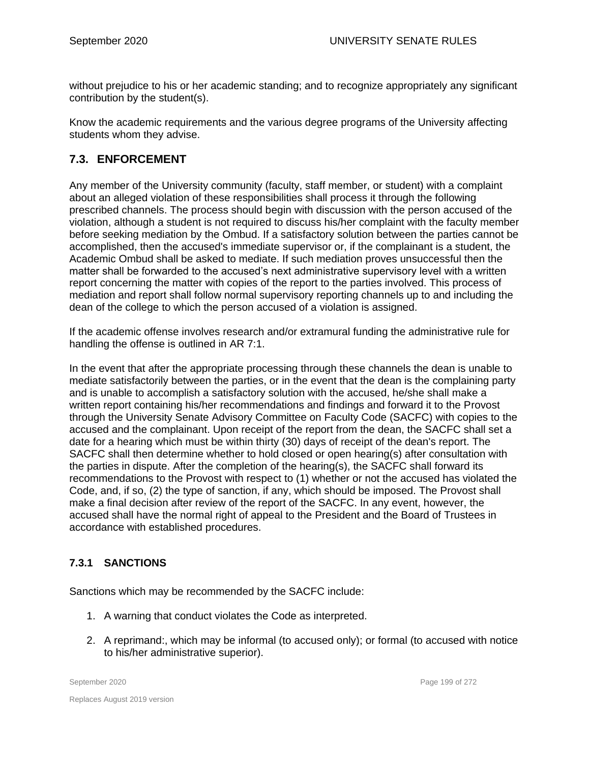without prejudice to his or her academic standing; and to recognize appropriately any significant contribution by the student(s).

Know the academic requirements and the various degree programs of the University affecting students whom they advise.

## 7.3. ENFORCEMENT

Any member of the University community (faculty, staff member, or student) with a complaint about an alleged violation of these responsibilities shall process it through the following prescribed channels. The process should begin with discussion with the person accused of the violation, although a student is not required to discuss his/her complaint with the faculty member before seeking mediation by the Ombud. If a satisfactory solution between the parties cannot be accomplished, then the accused's immediate supervisor or, if the complainant is a student, the Academic Ombud shall be asked to mediate. If such mediation proves unsuccessful then the matter shall be forwarded to the accused's next administrative supervisory level with a written report concerning the matter with copies of the report to the parties involved. This process of mediation and report shall follow normal supervisory reporting channels up to and including the dean of the college to which the person accused of a violation is assigned.

If the academic offense involves research and/or extramural funding the administrative rule for handling the offense is outlined in AR 7:1.

In the event that after the appropriate processing through these channels the dean is unable to mediate satisfactorily between the parties, or in the event that the dean is the complaining party and is unable to accomplish a satisfactory solution with the accused, he/she shall make a written report containing his/her recommendations and findings and forward it to the Provost through the University Senate Advisory Committee on Faculty Code (SACFC) with copies to the accused and the complainant. Upon receipt of the report from the dean, the SACFC shall set a date for a hearing which must be within thirty (30) days of receipt of the dean's report. The SACFC shall then determine whether to hold closed or open hearing(s) after consultation with the parties in dispute. After the completion of the hearing(s), the SACFC shall forward its recommendations to the Provost with respect to (1) whether or not the accused has violated the Code, and, if so, (2) the type of sanction, if any, which should be imposed. The Provost shall make a final decision after review of the report of the SACFC. In any event, however, the accused shall have the normal right of appeal to the President and the Board of Trustees in accordance with established procedures.

### 7.3.1 SANCTIONS

Sanctions which may be recommended by the SACFC include:

1. A warning that conduct violates the Code as interpreted.
2. A reprimand:, which may be informal (to accused only); or formal (to accused with notice to his/her administrative superior).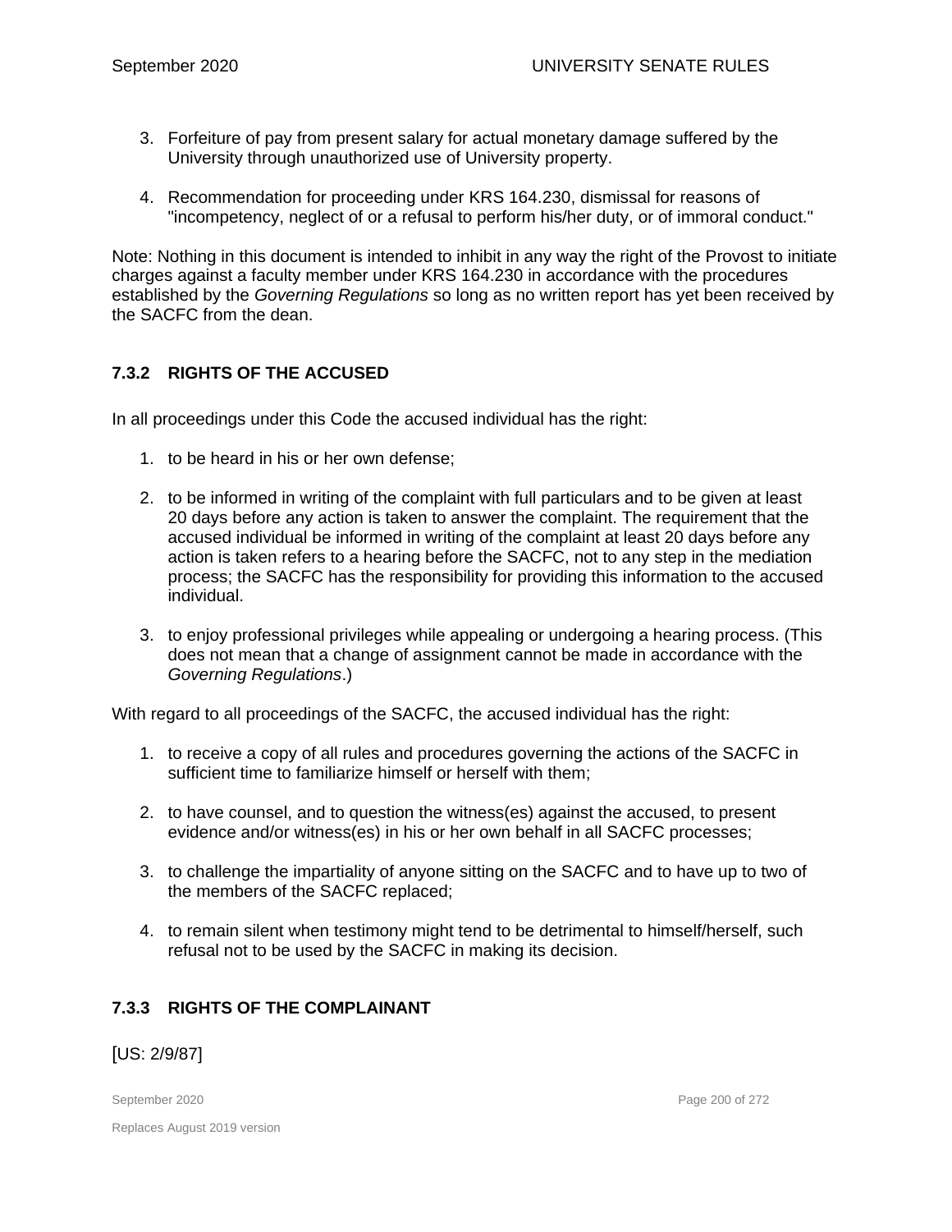3. Forfeiture of pay from present salary for actual monetary damage suffered by the University through unauthorized use of University property.

4. Recommendation for proceeding under KRS 164.230, dismissal for reasons of "incompetency, neglect of or a refusal to perform his/her duty, or of immoral conduct."

Note: Nothing in this document is intended to inhibit in any way the right of the Provost to initiate charges against a faculty member under KRS 164.230 in accordance with the procedures established by the *Governing Regulations* so long as no written report has yet been received by the SACFC from the dean.

### 7.3.2 RIGHTS OF THE ACCUSED

In all proceedings under this Code the accused individual has the right:

1. to be heard in his or her own defense;

2. to be informed in writing of the complaint with full particulars and to be given at least 20 days before any action is taken to answer the complaint. The requirement that the accused individual be informed in writing of the complaint at least 20 days before any action is taken refers to a hearing before the SACFC, not to any step in the mediation process; the SACFC has the responsibility for providing this information to the accused individual.

3. to enjoy professional privileges while appealing or undergoing a hearing process. (This does not mean that a change of assignment cannot be made in accordance with the *Governing Regulations*.)

With regard to all proceedings of the SACFC, the accused individual has the right:

1. to receive a copy of all rules and procedures governing the actions of the SACFC in sufficient time to familiarize himself or herself with them;

2. to have counsel, and to question the witness(es) against the accused, to present evidence and/or witness(es) in his or her own behalf in all SACFC processes;

3. to challenge the impartiality of anyone sitting on the SACFC and to have up to two of the members of the SACFC replaced;

4. to remain silent when testimony might tend to be detrimental to himself/herself, such refusal not to be used by the SACFC in making its decision.

### 7.3.3 RIGHTS OF THE COMPLAINANT

[US: 2/9/87]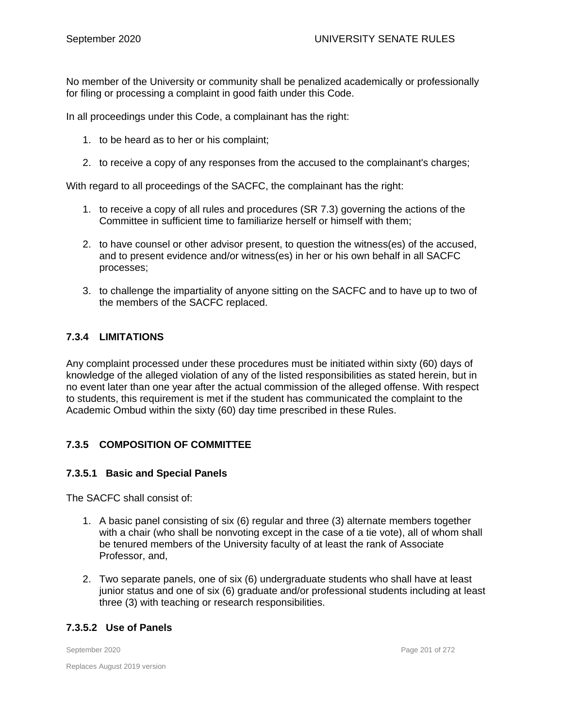No member of the University or community shall be penalized academically or professionally for filing or processing a complaint in good faith under this Code.

In all proceedings under this Code, a complainant has the right:

1. to be heard as to her or his complaint;

2. to receive a copy of any responses from the accused to the complainant's charges;

With regard to all proceedings of the SACFC, the complainant has the right:

1. to receive a copy of all rules and procedures (SR 7.3) governing the actions of the Committee in sufficient time to familiarize herself or himself with them;

2. to have counsel or other advisor present, to question the witness(es) of the accused, and to present evidence and/or witness(es) in her or his own behalf in all SACFC processes;

3. to challenge the impartiality of anyone sitting on the SACFC and to have up to two of the members of the SACFC replaced.

### 7.3.4 LIMITATIONS

Any complaint processed under these procedures must be initiated within sixty (60) days of knowledge of the alleged violation of any of the listed responsibilities as stated herein, but in no event later than one year after the actual commission of the alleged offense. With respect to students, this requirement is met if the student has communicated the complaint to the Academic Ombud within the sixty (60) day time prescribed in these Rules.

### 7.3.5 COMPOSITION OF COMMITTEE

#### 7.3.5.1 Basic and Special Panels

The SACFC shall consist of:

1. A basic panel consisting of six (6) regular and three (3) alternate members together with a chair (who shall be nonvoting except in the case of a tie vote), all of whom shall be tenured members of the University faculty of at least the rank of Associate Professor, and,

2. Two separate panels, one of six (6) undergraduate students who shall have at least junior status and one of six (6) graduate and/or professional students including at least three (3) with teaching or research responsibilities.

#### 7.3.5.2 Use of Panels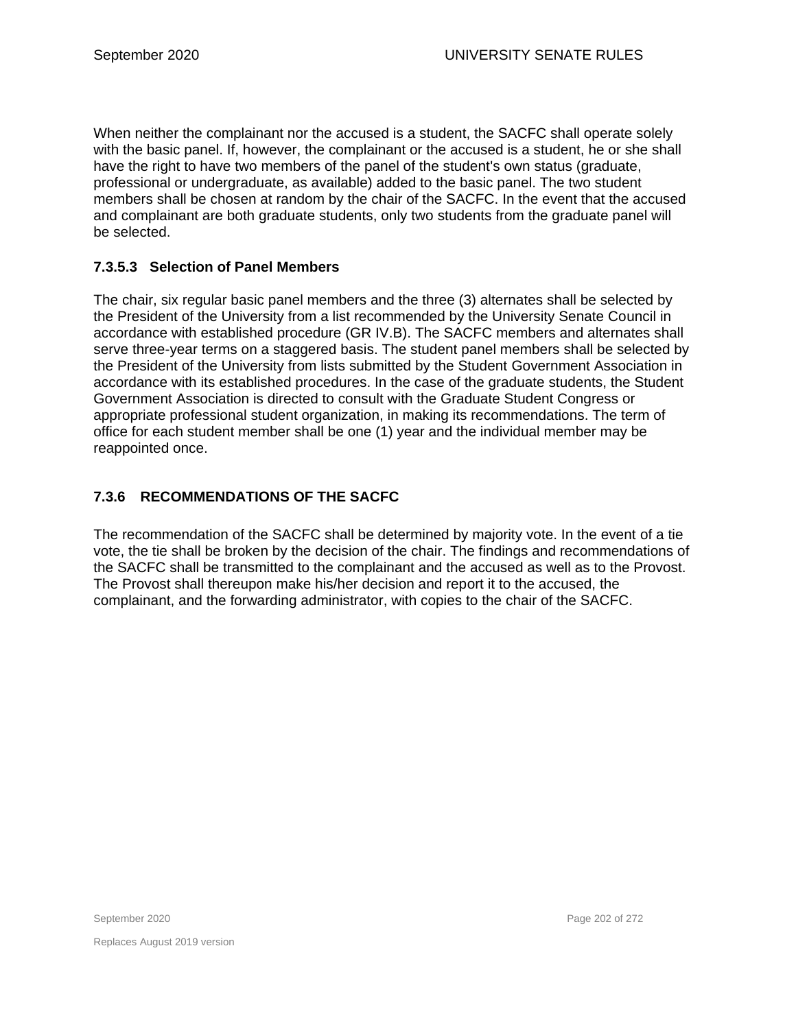When neither the complainant nor the accused is a student, the SACFC shall operate solely with the basic panel. If, however, the complainant or the accused is a student, he or she shall have the right to have two members of the panel of the student's own status (graduate, professional or undergraduate, as available) added to the basic panel. The two student members shall be chosen at random by the chair of the SACFC. In the event that the accused and complainant are both graduate students, only two students from the graduate panel will be selected.

#### 7.3.5.3 Selection of Panel Members

The chair, six regular basic panel members and the three (3) alternates shall be selected by the President of the University from a list recommended by the University Senate Council in accordance with established procedure (GR IV.B). The SACFC members and alternates shall serve three-year terms on a staggered basis. The student panel members shall be selected by the President of the University from lists submitted by the Student Government Association in accordance with its established procedures. In the case of the graduate students, the Student Government Association is directed to consult with the Graduate Student Congress or appropriate professional student organization, in making its recommendations. The term of office for each student member shall be one (1) year and the individual member may be reappointed once.

### 7.3.6 RECOMMENDATIONS OF THE SACFC

The recommendation of the SACFC shall be determined by majority vote. In the event of a tie vote, the tie shall be broken by the decision of the chair. The findings and recommendations of the SACFC shall be transmitted to the complainant and the accused as well as to the Provost. The Provost shall thereupon make his/her decision and report it to the accused, the complainant, and the forwarding administrator, with copies to the chair of the SACFC.